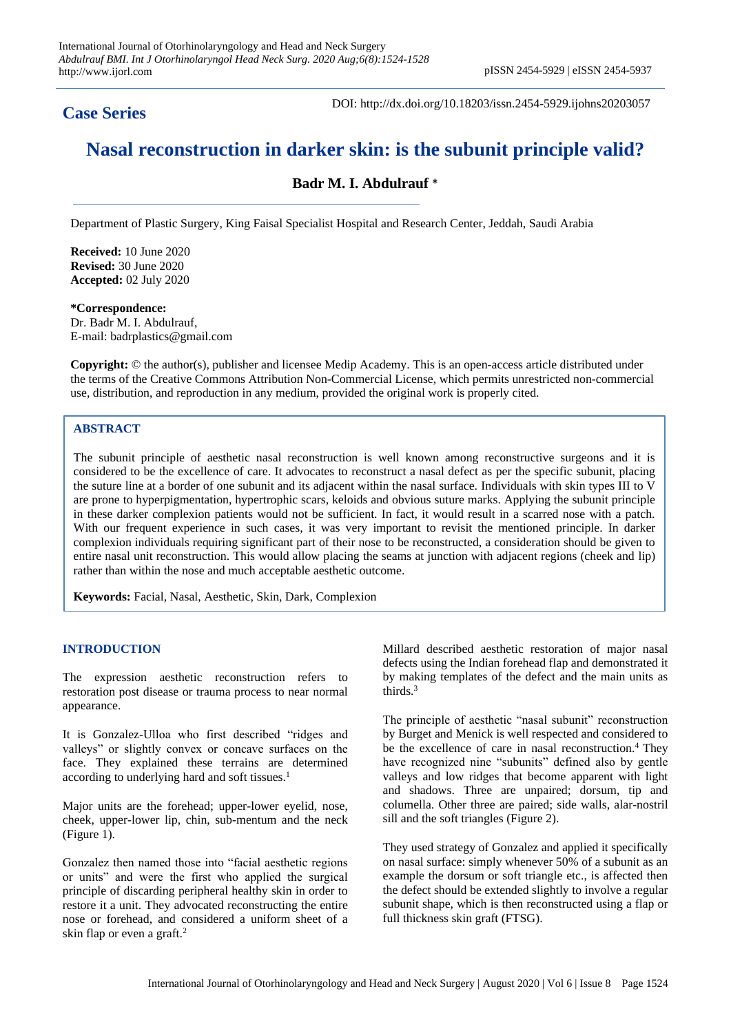**Case Series**

DOI: http://dx.doi.org/10.18203/issn.2454-5929.ijohns20203057

# Nasal reconstruction in darker skin: is the subunit principle valid?

**Badr M. I. Abdulrauf** *

Department of Plastic Surgery, King Faisal Specialist Hospital and Research Center, Jeddah, Saudi Arabia

**Received:** 10 June 2020
**Revised:** 30 June 2020
**Accepted:** 02 July 2020

***Correspondence:**
Dr. Badr M. I. Abdulrauf,
E-mail: badrplastics@gmail.com

**Copyright:** © the author(s), publisher and licensee Medip Academy. This is an open-access article distributed under the terms of the Creative Commons Attribution Non-Commercial License, which permits unrestricted non-commercial use, distribution, and reproduction in any medium, provided the original work is properly cited.

## ABSTRACT

The subunit principle of aesthetic nasal reconstruction is well known among reconstructive surgeons and it is considered to be the excellence of care. It advocates to reconstruct a nasal defect as per the specific subunit, placing the suture line at a border of one subunit and its adjacent within the nasal surface. Individuals with skin types III to V are prone to hyperpigmentation, hypertrophic scars, keloids and obvious suture marks. Applying the subunit principle in these darker complexion patients would not be sufficient. In fact, it would result in a scarred nose with a patch. With our frequent experience in such cases, it was very important to revisit the mentioned principle. In darker complexion individuals requiring significant part of their nose to be reconstructed, a consideration should be given to entire nasal unit reconstruction. This would allow placing the seams at junction with adjacent regions (cheek and lip) rather than within the nose and much acceptable aesthetic outcome.

**Keywords:** Facial, Nasal, Aesthetic, Skin, Dark, Complexion

## INTRODUCTION

The expression aesthetic reconstruction refers to restoration post disease or trauma process to near normal appearance.

It is Gonzalez-Ulloa who first described "ridges and valleys" or slightly convex or concave surfaces on the face. They explained these terrains are determined according to underlying hard and soft tissues.[1]

Major units are the forehead; upper-lower eyelid, nose, cheek, upper-lower lip, chin, sub-mentum and the neck (Figure 1).

Gonzalez then named those into "facial aesthetic regions or units" and were the first who applied the surgical principle of discarding peripheral healthy skin in order to restore it a unit. They advocated reconstructing the entire nose or forehead, and considered a uniform sheet of a skin flap or even a graft.[2]

Millard described aesthetic restoration of major nasal defects using the Indian forehead flap and demonstrated it by making templates of the defect and the main units as thirds.[3]

The principle of aesthetic "nasal subunit" reconstruction by Burget and Menick is well respected and considered to be the excellence of care in nasal reconstruction.[4] They have recognized nine "subunits" defined also by gentle valleys and low ridges that become apparent with light and shadows. Three are unpaired; dorsum, tip and columella. Other three are paired; side walls, alar-nostril sill and the soft triangles (Figure 2).

They used strategy of Gonzalez and applied it specifically on nasal surface: simply whenever 50% of a subunit as an example the dorsum or soft triangle etc., is affected then the defect should be extended slightly to involve a regular subunit shape, which is then reconstructed using a flap or full thickness skin graft (FTSG).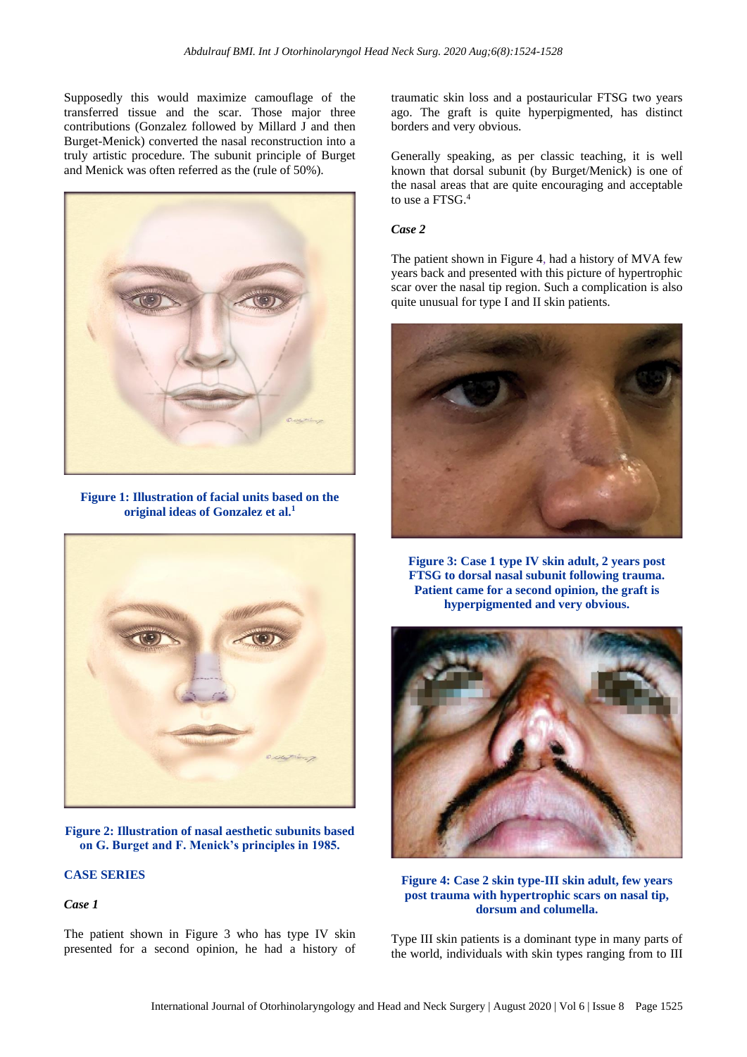Supposedly this would maximize camouflage of the transferred tissue and the scar. Those major three contributions (Gonzalez followed by Millard J and then Burget-Menick) converted the nasal reconstruction into a truly artistic procedure. The subunit principle of Burget and Menick was often referred as the (rule of 50%).

**Figure 1: Illustration of facial units based on the original ideas of Gonzalez et al.[1]**

**Figure 2: Illustration of nasal aesthetic subunits based on G. Burget and F. Menick's principles in 1985.**

## CASE SERIES

### *Case 1*

The patient shown in Figure 3 who has type IV skin presented for a second opinion, he had a history of traumatic skin loss and a postauricular FTSG two years ago. The graft is quite hyperpigmented, has distinct borders and very obvious.

Generally speaking, as per classic teaching, it is well known that dorsal subunit (by Burget/Menick) is one of the nasal areas that are quite encouraging and acceptable to use a FTSG.[4]

### *Case 2*

The patient shown in Figure 4, had a history of MVA few years back and presented with this picture of hypertrophic scar over the nasal tip region. Such a complication is also quite unusual for type I and II skin patients.

**Figure 3: Case 1 type IV skin adult, 2 years post FTSG to dorsal nasal subunit following trauma. Patient came for a second opinion, the graft is hyperpigmented and very obvious.**

**Figure 4: Case 2 skin type-III skin adult, few years post trauma with hypertrophic scars on nasal tip, dorsum and columella.**

Type III skin patients is a dominant type in many parts of the world, individuals with skin types ranging from to III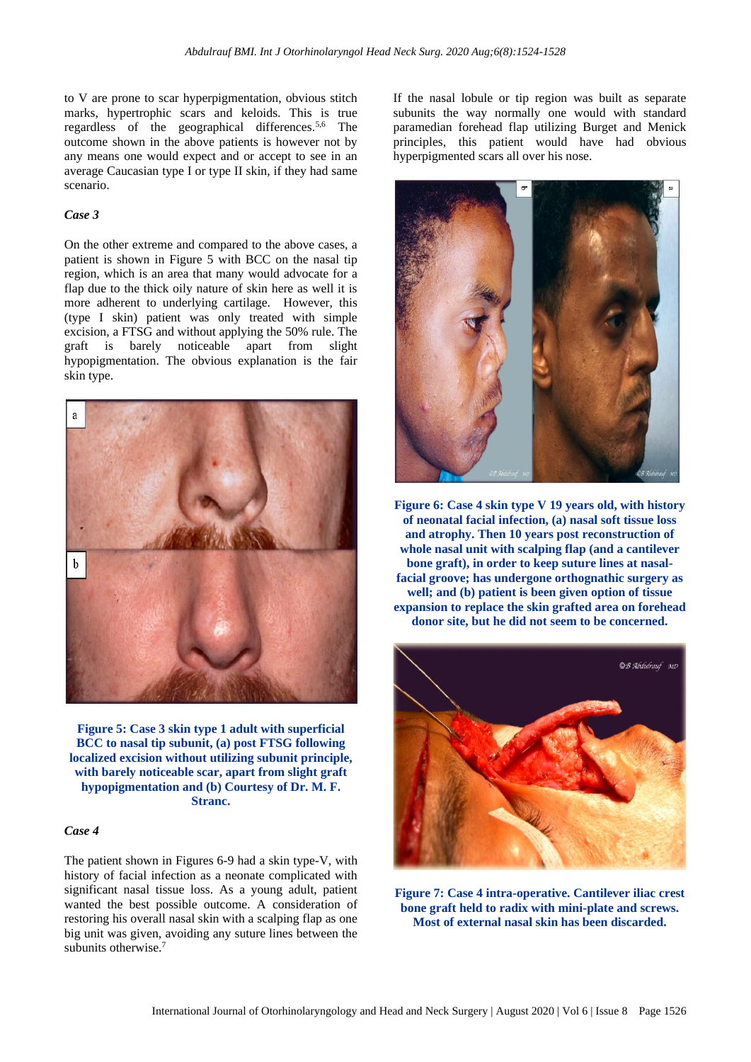to V are prone to scar hyperpigmentation, obvious stitch marks, hypertrophic scars and keloids. This is true regardless of the geographical differences.[5,6] The outcome shown in the above patients is however not by any means one would expect and or accept to see in an average Caucasian type I or type II skin, if they had same scenario.

### *Case 3*

On the other extreme and compared to the above cases, a patient is shown in Figure 5 with BCC on the nasal tip region, which is an area that many would advocate for a flap due to the thick oily nature of skin here as well it is more adherent to underlying cartilage. However, this (type I skin) patient was only treated with simple excision, a FTSG and without applying the 50% rule. The graft is barely noticeable apart from slight hypopigmentation. The obvious explanation is the fair skin type.

**Figure 5: Case 3 skin type 1 adult with superficial BCC to nasal tip subunit, (a) post FTSG following localized excision without utilizing subunit principle, with barely noticeable scar, apart from slight graft hypopigmentation and (b) Courtesy of Dr. M. F. Stranc.**

### *Case 4*

The patient shown in Figures 6-9 had a skin type-V, with history of facial infection as a neonate complicated with significant nasal tissue loss. As a young adult, patient wanted the best possible outcome. A consideration of restoring his overall nasal skin with a scalping flap as one big unit was given, avoiding any suture lines between the subunits otherwise.[7]

If the nasal lobule or tip region was built as separate subunits the way normally one would with standard paramedian forehead flap utilizing Burget and Menick principles, this patient would have had obvious hyperpigmented scars all over his nose.

**Figure 6: Case 4 skin type V 19 years old, with history of neonatal facial infection, (a) nasal soft tissue loss and atrophy. Then 10 years post reconstruction of whole nasal unit with scalping flap (and a cantilever bone graft), in order to keep suture lines at nasal-facial groove; has undergone orthognathic surgery as well; and (b) patient is been given option of tissue expansion to replace the skin grafted area on forehead donor site, but he did not seem to be concerned.**

**Figure 7: Case 4 intra-operative. Cantilever iliac crest bone graft held to radix with mini-plate and screws. Most of external nasal skin has been discarded.**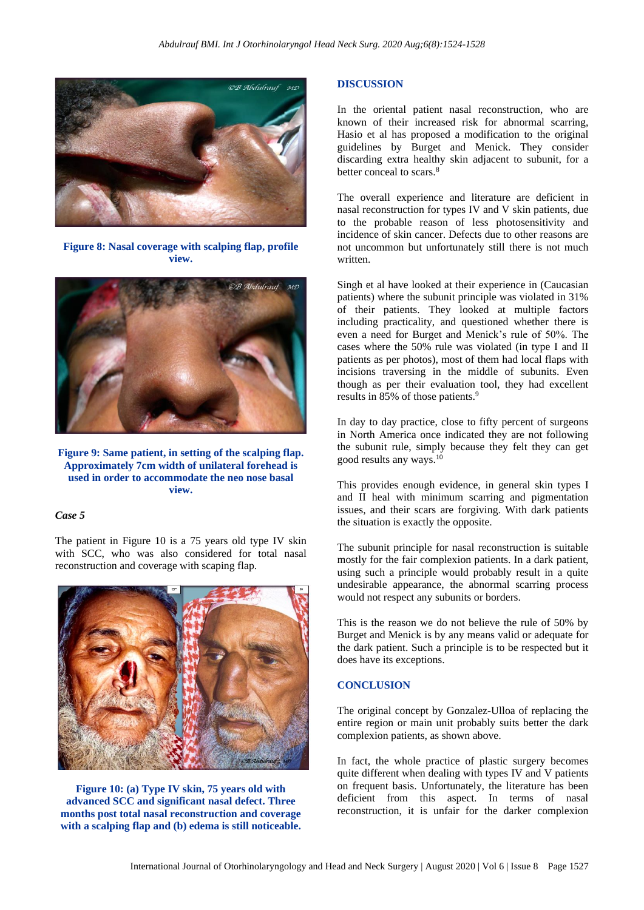Figure 8: Nasal coverage with scalping flap, profile view.

Figure 9: Same patient, in setting of the scalping flap. Approximately 7cm width of unilateral forehead is used in order to accommodate the neo nose basal view.

*Case 5*

The patient in Figure 10 is a 75 years old type IV skin with SCC, who was also considered for total nasal reconstruction and coverage with scaping flap.

Figure 10: (a) Type IV skin, 75 years old with advanced SCC and significant nasal defect. Three months post total nasal reconstruction and coverage with a scalping flap and (b) edema is still noticeable.

## DISCUSSION

In the oriental patient nasal reconstruction, who are known of their increased risk for abnormal scarring, Hasio et al has proposed a modification to the original guidelines by Burget and Menick. They consider discarding extra healthy skin adjacent to subunit, for a better conceal to scars.[8]

The overall experience and literature are deficient in nasal reconstruction for types IV and V skin patients, due to the probable reason of less photosensitivity and incidence of skin cancer. Defects due to other reasons are not uncommon but unfortunately still there is not much written.

Singh et al have looked at their experience in (Caucasian patients) where the subunit principle was violated in 31% of their patients. They looked at multiple factors including practicality, and questioned whether there is even a need for Burget and Menick's rule of 50%. The cases where the 50% rule was violated (in type I and II patients as per photos), most of them had local flaps with incisions traversing in the middle of subunits. Even though as per their evaluation tool, they had excellent results in 85% of those patients.[9]

In day to day practice, close to fifty percent of surgeons in North America once indicated they are not following the subunit rule, simply because they felt they can get good results any ways.[10]

This provides enough evidence, in general skin types I and II heal with minimum scarring and pigmentation issues, and their scars are forgiving. With dark patients the situation is exactly the opposite.

The subunit principle for nasal reconstruction is suitable mostly for the fair complexion patients. In a dark patient, using such a principle would probably result in a quite undesirable appearance, the abnormal scarring process would not respect any subunits or borders.

This is the reason we do not believe the rule of 50% by Burget and Menick is by any means valid or adequate for the dark patient. Such a principle is to be respected but it does have its exceptions.

## CONCLUSION

The original concept by Gonzalez-Ulloa of replacing the entire region or main unit probably suits better the dark complexion patients, as shown above.

In fact, the whole practice of plastic surgery becomes quite different when dealing with types IV and V patients on frequent basis. Unfortunately, the literature has been deficient from this aspect. In terms of nasal reconstruction, it is unfair for the darker complexion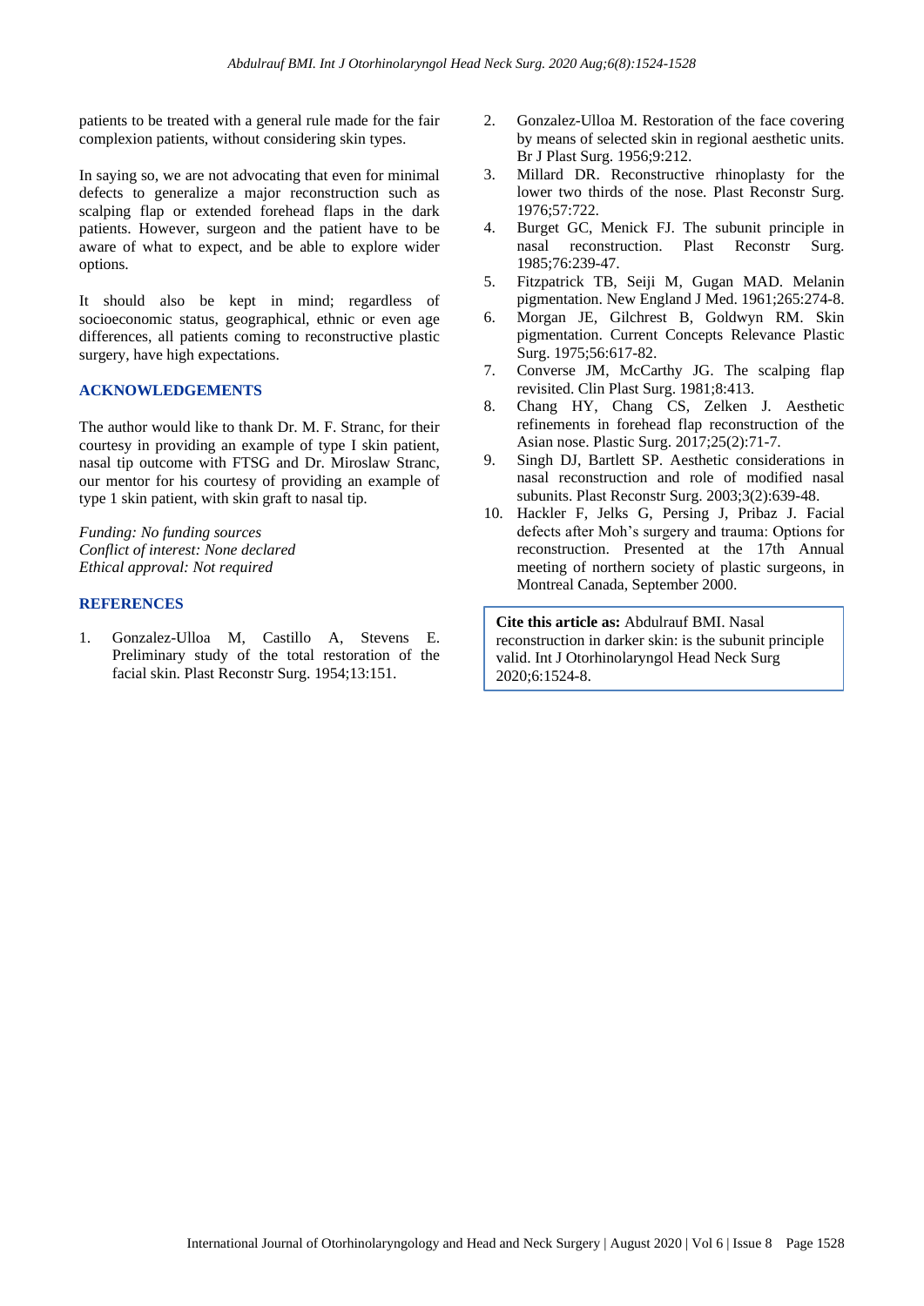patients to be treated with a general rule made for the fair complexion patients, without considering skin types.

In saying so, we are not advocating that even for minimal defects to generalize a major reconstruction such as scalping flap or extended forehead flaps in the dark patients. However, surgeon and the patient have to be aware of what to expect, and be able to explore wider options.

It should also be kept in mind; regardless of socioeconomic status, geographical, ethnic or even age differences, all patients coming to reconstructive plastic surgery, have high expectations.

## ACKNOWLEDGEMENTS

The author would like to thank Dr. M. F. Stranc, for their courtesy in providing an example of type I skin patient, nasal tip outcome with FTSG and Dr. Miroslaw Stranc, our mentor for his courtesy of providing an example of type 1 skin patient, with skin graft to nasal tip.

*Funding: No funding sources*
*Conflict of interest: None declared*
*Ethical approval: Not required*

## REFERENCES

1. Gonzalez-Ulloa M, Castillo A, Stevens E. Preliminary study of the total restoration of the facial skin. Plast Reconstr Surg. 1954;13:151.
2. Gonzalez-Ulloa M. Restoration of the face covering by means of selected skin in regional aesthetic units. Br J Plast Surg. 1956;9:212.
3. Millard DR. Reconstructive rhinoplasty for the lower two thirds of the nose. Plast Reconstr Surg. 1976;57:722.
4. Burget GC, Menick FJ. The subunit principle in nasal reconstruction. Plast Reconstr Surg. 1985;76:239-47.
5. Fitzpatrick TB, Seiji M, Gugan MAD. Melanin pigmentation. New England J Med. 1961;265:274-8.
6. Morgan JE, Gilchrest B, Goldwyn RM. Skin pigmentation. Current Concepts Relevance Plastic Surg. 1975;56:617-82.
7. Converse JM, McCarthy JG. The scalping flap revisited. Clin Plast Surg. 1981;8:413.
8. Chang HY, Chang CS, Zelken J. Aesthetic refinements in forehead flap reconstruction of the Asian nose. Plastic Surg. 2017;25(2):71-7.
9. Singh DJ, Bartlett SP. Aesthetic considerations in nasal reconstruction and role of modified nasal subunits. Plast Reconstr Surg. 2003;3(2):639-48.
10. Hackler F, Jelks G, Persing J, Pribaz J. Facial defects after Moh's surgery and trauma: Options for reconstruction. Presented at the 17th Annual meeting of northern society of plastic surgeons, in Montreal Canada, September 2000.

**Cite this article as:** Abdulrauf BMI. Nasal reconstruction in darker skin: is the subunit principle valid. Int J Otorhinolaryngol Head Neck Surg 2020;6:1524-8.